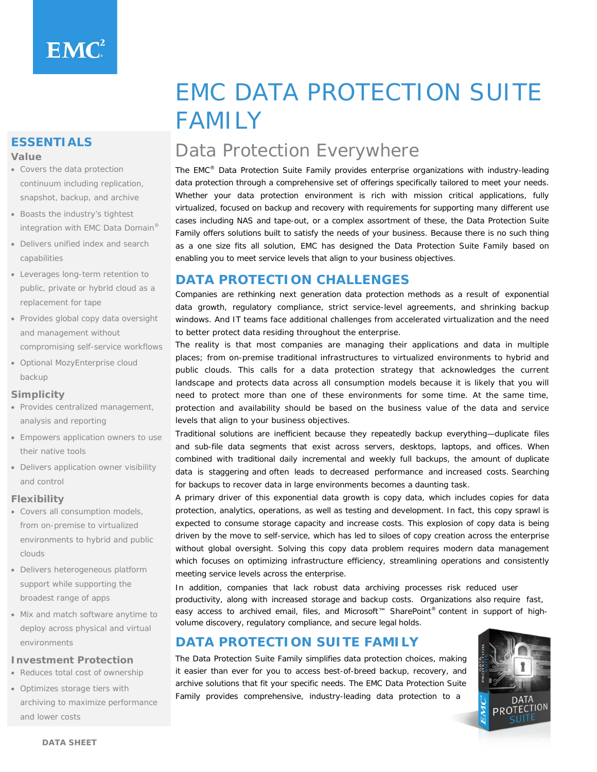# EMC DATA PROTECTION SUITE FAMILY

## Data Protection Everywhere

The EMC® Data Protection Suite Family provides enterprise organizations with industry-leading data protection through a comprehensive set of offerings specifically tailored to meet your needs. Whether your data protection environment is rich with mission critical applications, fully virtualized, focused on backup and recovery with requirements for supporting many different use cases including NAS and tape-out, or a complex assortment of these, the Data Protection Suite Family offers solutions built to satisfy the needs of your business. Because there is no such thing as a one size fits all solution, EMC has designed the Data Protection Suite Family based on enabling you to meet service levels that align to your business objectives.

## ESSENTIALS

### Value

- Covers the data protection continuum including replication, snapshot, backup, and archive
- Boasts the industry's tightest integration with EMC Data Domain®
- Delivers unified index and search capabilities
- Leverages long-term retention to public, private or hybrid cloud as a replacement for tape
- Provides global copy data oversight and management without compromising self-service workflows
- Optional MozyEnterprise cloud backup

### Simplicity

- Provides centralized management, analysis and reporting
- Empowers application owners to use their native tools
- Delivers application owner visibility and control

### Flexibility

- Covers all consumption models, from on-premise to virtualized environments to hybrid and public clouds
- Delivers heterogeneous platform support while supporting the broadest range of apps
- Mix and match software anytime to deploy across physical and virtual environments

### Investment Protection

- Reduces total cost of ownership
- Optimizes storage tiers with archiving to maximize performance and lower costs

## DATA PROTECTION CHALLENGES

Companies are rethinking next generation data protection methods as a result of exponential data growth, regulatory compliance, strict service-level agreements, and shrinking backup windows. And IT teams face additional challenges from accelerated virtualization and the need to better protect data residing throughout the enterprise.

The reality is that most companies are managing their applications and data in multiple places; from on-premise traditional infrastructures to virtualized environments to hybrid and public clouds. This calls for a data protection strategy that acknowledges the current landscape and protects data across all consumption models because it is likely that you will need to protect more than one of these environments for some time. At the same time, protection and availability should be based on the business value of the data and service levels that align to your business objectives.

Traditional solutions are inefficient because they repeatedly backup everything—duplicate files and sub-file data segments that exist across servers, desktops, laptops, and offices. When combined with traditional daily incremental and weekly full backups, the amount of duplicate data is staggering and often leads to decreased performance and increased costs. Searching for backups to recover data in large environments becomes a daunting task.

A primary driver of this exponential data growth is copy data, which includes copies for data protection, analytics, operations, as well as testing and development. In fact, this copy sprawl is expected to consume storage capacity and increase costs. This explosion of copy data is being driven by the move to self-service, which has led to siloes of copy creation across the enterprise without global oversight. Solving this copy data problem requires modern data management which focuses on optimizing infrastructure efficiency, streamlining operations and consistently meeting service levels across the enterprise.

In addition, companies that lack robust data archiving processes risk reduced user productivity, along with increased storage and backup costs. Organizations also require fast, easy access to archived email, files, and Microsoft™ SharePoint® content in support of high-volume discovery, regulatory compliance, and secure legal holds.

## DATA PROTECTION SUITE FAMILY

The Data Protection Suite Family simplifies data protection choices, making it easier than ever for you to access best-of-breed backup, recovery, and archive solutions that fit your specific needs. The EMC Data Protection Suite Family provides comprehensive, industry-leading data protection to a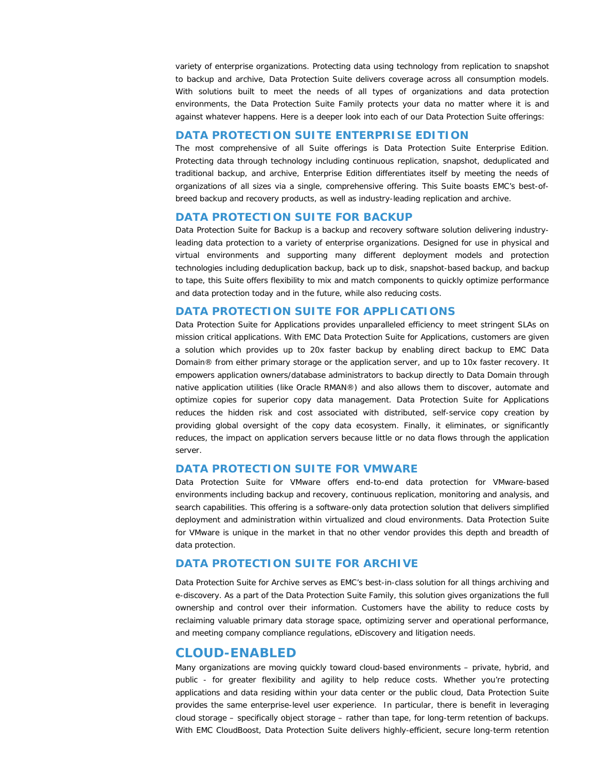variety of enterprise organizations. Protecting data using technology from replication to snapshot to backup and archive, Data Protection Suite delivers coverage across all consumption models. With solutions built to meet the needs of all types of organizations and data protection environments, the Data Protection Suite Family protects your data no matter where it is and against whatever happens. Here is a deeper look into each of our Data Protection Suite offerings:

### DATA PROTECTION SUITE ENTERPRISE EDITION

The most comprehensive of all Suite offerings is Data Protection Suite Enterprise Edition. Protecting data through technology including continuous replication, snapshot, deduplicated and traditional backup, and archive, Enterprise Edition differentiates itself by meeting the needs of organizations of all sizes via a single, comprehensive offering. This Suite boasts EMC's best-of-breed backup and recovery products, as well as industry-leading replication and archive.

### DATA PROTECTION SUITE FOR BACKUP

Data Protection Suite for Backup is a backup and recovery software solution delivering industry-leading data protection to a variety of enterprise organizations. Designed for use in physical and virtual environments and supporting many different deployment models and protection technologies including deduplication backup, back up to disk, snapshot-based backup, and backup to tape, this Suite offers flexibility to mix and match components to quickly optimize performance and data protection today and in the future, while also reducing costs.

### DATA PROTECTION SUITE FOR APPLICATIONS

Data Protection Suite for Applications provides unparalleled efficiency to meet stringent SLAs on mission critical applications. With EMC Data Protection Suite for Applications, customers are given a solution which provides up to 20x faster backup by enabling direct backup to EMC Data Domain® from either primary storage or the application server, and up to 10x faster recovery. It empowers application owners/database administrators to backup directly to Data Domain through native application utilities (like Oracle RMAN®) and also allows them to discover, automate and optimize copies for superior copy data management. Data Protection Suite for Applications reduces the hidden risk and cost associated with distributed, self-service copy creation by providing global oversight of the copy data ecosystem. Finally, it eliminates, or significantly reduces, the impact on application servers because little or no data flows through the application server.

### DATA PROTECTION SUITE FOR VMWARE

Data Protection Suite for VMware offers end-to-end data protection for VMware-based environments including backup and recovery, continuous replication, monitoring and analysis, and search capabilities. This offering is a software-only data protection solution that delivers simplified deployment and administration within virtualized and cloud environments. Data Protection Suite for VMware is unique in the market in that no other vendor provides this depth and breadth of data protection.

### DATA PROTECTION SUITE FOR ARCHIVE

Data Protection Suite for Archive serves as EMC's best-in-class solution for all things archiving and e-discovery. As a part of the Data Protection Suite Family, this solution gives organizations the full ownership and control over their information. Customers have the ability to reduce costs by reclaiming valuable primary data storage space, optimizing server and operational performance, and meeting company compliance regulations, eDiscovery and litigation needs.

## CLOUD-ENABLED

Many organizations are moving quickly toward cloud-based environments – private, hybrid, and public - for greater flexibility and agility to help reduce costs. Whether you're protecting applications and data residing within your data center or the public cloud, Data Protection Suite provides the same enterprise-level user experience. In particular, there is benefit in leveraging cloud storage – specifically object storage – rather than tape, for long-term retention of backups. With EMC CloudBoost, Data Protection Suite delivers highly-efficient, secure long-term retention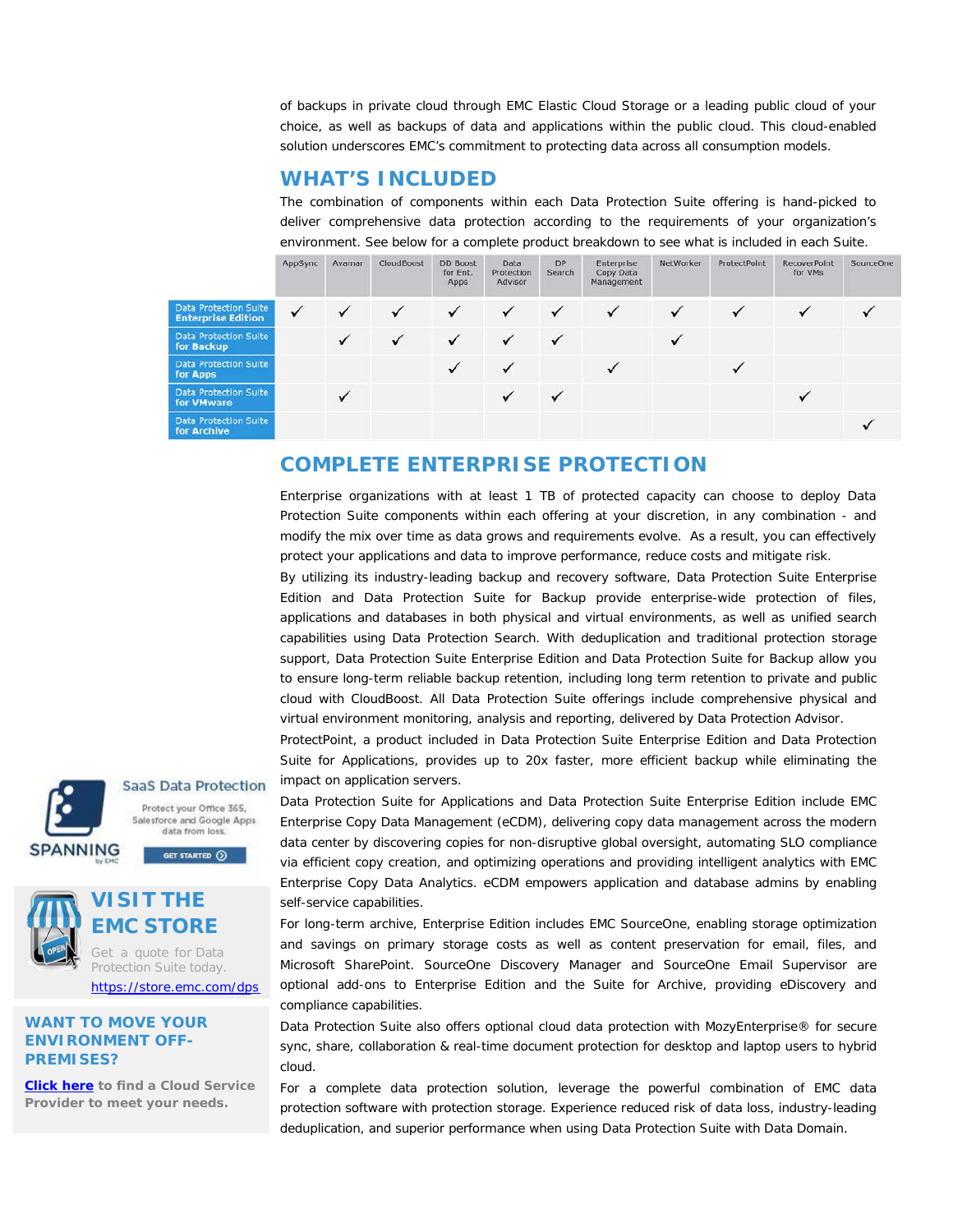of backups in private cloud through EMC Elastic Cloud Storage or a leading public cloud of your choice, as well as backups of data and applications within the public cloud. This cloud-enabled solution underscores EMC's commitment to protecting data across all consumption models.

## WHAT'S INCLUDED

The combination of components within each Data Protection Suite offering is hand-picked to deliver comprehensive data protection according to the requirements of your organization's environment. See below for a complete product breakdown to see what is included in each Suite.

| | AppSync | Avamar | CloudBoost | DD Boost for Ent. Apps | Data Protection Advisor | DP Search | Enterprise Copy Data Management | NetWorker | ProtectPoint | RecoverPoint for VMs | SourceOne |
|---|---|---|---|---|---|---|---|---|---|---|---|
| Data Protection Suite Enterprise Edition | ✓ | ✓ | ✓ | ✓ | ✓ | ✓ | ✓ | ✓ | ✓ | ✓ | ✓ |
| Data Protection Suite for Backup | | ✓ | ✓ | ✓ | ✓ | ✓ | | ✓ | | | |
| Data Protection Suite for Apps | | | | ✓ | ✓ | | ✓ | | ✓ | | |
| Data Protection Suite for VMware | | ✓ | | | ✓ | ✓ | | | | ✓ | |
| Data Protection Suite for Archive | | | | | | | | | | | ✓ |

## COMPLETE ENTERPRISE PROTECTION

Enterprise organizations with at least 1 TB of protected capacity can choose to deploy Data Protection Suite components within each offering at your discretion, in any combination - and modify the mix over time as data grows and requirements evolve. As a result, you can effectively protect your applications and data to improve performance, reduce costs and mitigate risk.

By utilizing its industry-leading backup and recovery software, Data Protection Suite Enterprise Edition and Data Protection Suite for Backup provide enterprise-wide protection of files, applications and databases in both physical and virtual environments, as well as unified search capabilities using Data Protection Search. With deduplication and traditional protection storage support, Data Protection Suite Enterprise Edition and Data Protection Suite for Backup allow you to ensure long-term reliable backup retention, including long term retention to private and public cloud with CloudBoost. All Data Protection Suite offerings include comprehensive physical and virtual environment monitoring, analysis and reporting, delivered by Data Protection Advisor.

ProtectPoint, a product included in Data Protection Suite Enterprise Edition and Data Protection Suite for Applications, provides up to 20x faster, more efficient backup while eliminating the impact on application servers.

Data Protection Suite for Applications and Data Protection Suite Enterprise Edition include EMC Enterprise Copy Data Management (eCDM), delivering copy data management across the modern data center by discovering copies for non-disruptive global oversight, automating SLO compliance via efficient copy creation, and optimizing operations and providing intelligent analytics with EMC Enterprise Copy Data Analytics. eCDM empowers application and database admins by enabling self-service capabilities.

For long-term archive, Enterprise Edition includes EMC SourceOne, enabling storage optimization and savings on primary storage costs as well as content preservation for email, files, and Microsoft SharePoint. SourceOne Discovery Manager and SourceOne Email Supervisor are optional add-ons to Enterprise Edition and the Suite for Archive, providing eDiscovery and compliance capabilities.

Data Protection Suite also offers optional cloud data protection with MozyEnterprise® for secure sync, share, collaboration & real-time document protection for desktop and laptop users to hybrid cloud.

For a complete data protection solution, leverage the powerful combination of EMC data protection software with protection storage. Experience reduced risk of data loss, industry-leading deduplication, and superior performance when using Data Protection Suite with Data Domain.

SaaS Data Protection

Protect your Office 365, Salesforce and Google Apps data from loss.

SPANNING by EMC

GET STARTED

## VISIT THE EMC STORE

Get a quote for Data Protection Suite today.

https://store.emc.com/dps

## WANT TO MOVE YOUR ENVIRONMENT OFF-PREMISES?

**Click here to find a Cloud Service Provider to meet your needs.**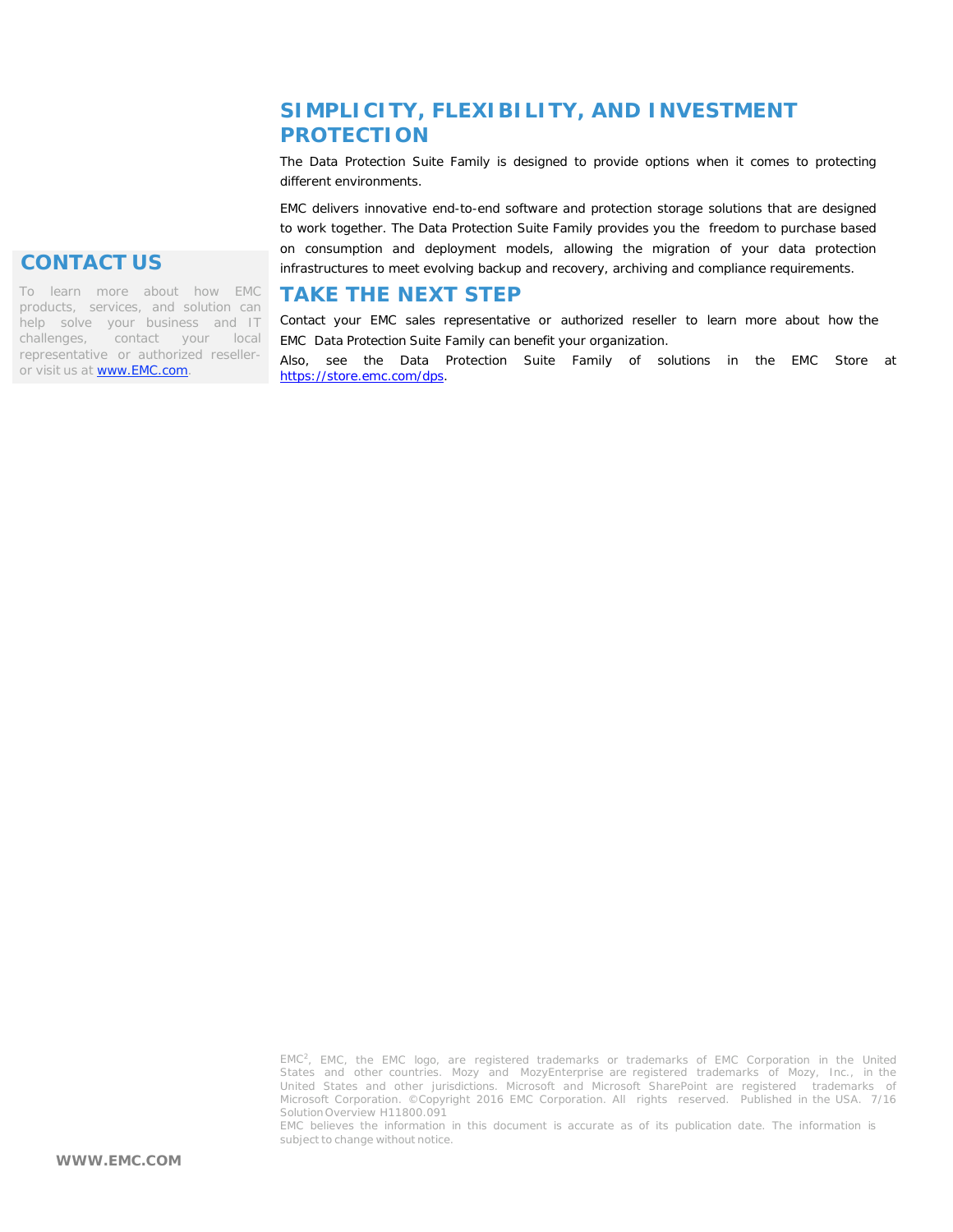## SIMPLICITY, FLEXIBILITY, AND INVESTMENT PROTECTION

The Data Protection Suite Family is designed to provide options when it comes to protecting different environments.

EMC delivers innovative end-to-end software and protection storage solutions that are designed to work together. The Data Protection Suite Family provides you the freedom to purchase based on consumption and deployment models, allowing the migration of your data protection infrastructures to meet evolving backup and recovery, archiving and compliance requirements.

## TAKE THE NEXT STEP

Contact your EMC sales representative or authorized reseller to learn more about how the EMC Data Protection Suite Family can benefit your organization.

Also, see the Data Protection Suite Family of solutions in the EMC Store at https://store.emc.com/dps.

## CONTACT US

To learn more about how EMC products, services, and solution can help solve your business and IT challenges, contact your local representative or authorized reseller-or visit us at www.EMC.com.

EMC², EMC, the EMC logo, are registered trademarks or trademarks of EMC Corporation in the United States and other countries. Mozy and MozyEnterprise are registered trademarks of Mozy, Inc., in the United States and other jurisdictions. Microsoft and Microsoft SharePoint are registered trademarks of Microsoft Corporation. ©Copyright 2016 EMC Corporation. All rights reserved. Published in the USA. 7/16 Solution Overview H11800.091

EMC believes the information in this document is accurate as of its publication date. The information is subject to change without notice.

WWW.EMC.COM